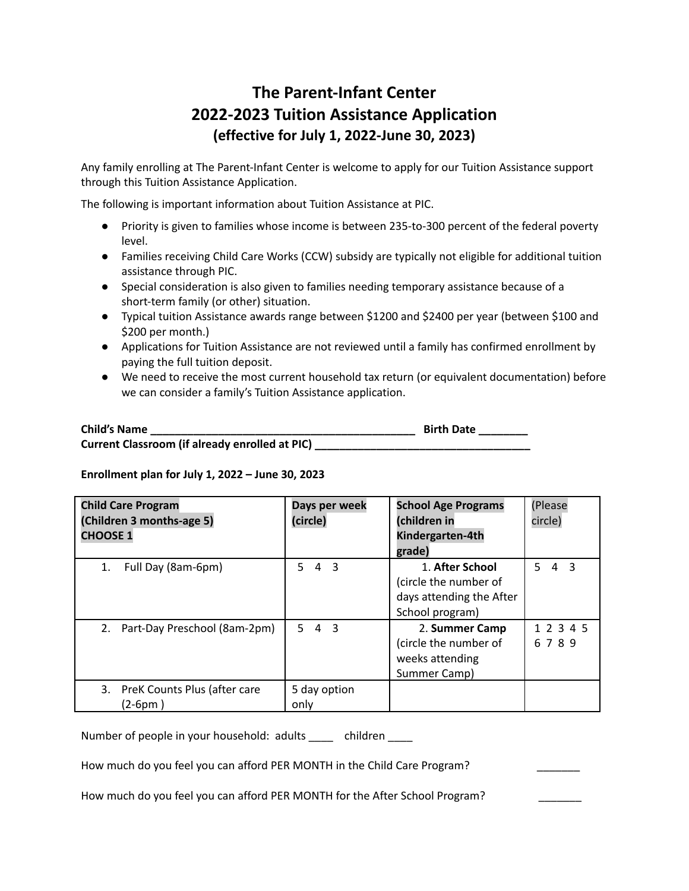# The Parent-Infant Center
# 2022-2023 Tuition Assistance Application
### (effective for July 1, 2022-June 30, 2023)

Any family enrolling at The Parent-Infant Center is welcome to apply for our Tuition Assistance support through this Tuition Assistance Application.

The following is important information about Tuition Assistance at PIC.

- Priority is given to families whose income is between 235-to-300 percent of the federal poverty level.
- Families receiving Child Care Works (CCW) subsidy are typically not eligible for additional tuition assistance through PIC.
- Special consideration is also given to families needing temporary assistance because of a short-term family (or other) situation.
- Typical tuition Assistance awards range between $1200 and $2400 per year (between $100 and $200 per month.)
- Applications for Tuition Assistance are not reviewed until a family has confirmed enrollment by paying the full tuition deposit.
- We need to receive the most current household tax return (or equivalent documentation) before we can consider a family's Tuition Assistance application.

**Child's Name** ______________________________________________ **Birth Date** ________
**Current Classroom (if already enrolled at PIC)** ____________________________________

**Enrollment plan for July 1, 2022 – June 30, 2023**

| **Child Care Program (Children 3 months-age 5) CHOOSE 1** | **Days per week (circle)** | **School Age Programs (children in Kindergarten-4th grade)** | (Please circle) |
|---|---|---|---|
| 1. Full Day (8am-6pm) | 5 4 3 | 1. **After School** (circle the number of days attending the After School program) | 5 4 3 |
| 2. Part-Day Preschool (8am-2pm) | 5 4 3 | 2. **Summer Camp** (circle the number of weeks attending Summer Camp) | 1 2 3 4 5 6 7 8 9 |
| 3. PreK Counts Plus (after care (2-6pm ) | 5 day option only | | |

Number of people in your household: adults ____ children ____

How much do you feel you can afford PER MONTH in the Child Care Program? _______

How much do you feel you can afford PER MONTH for the After School Program? _______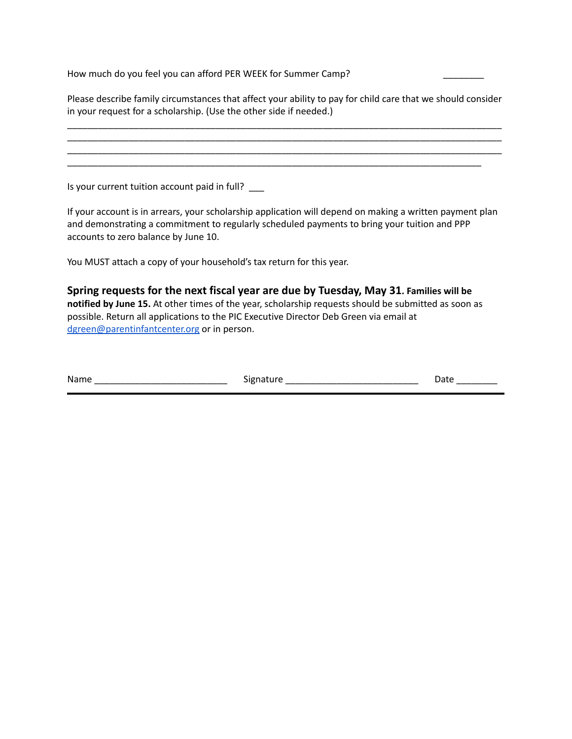How much do you feel you can afford PER WEEK for Summer Camp? ________

Please describe family circumstances that affect your ability to pay for child care that we should consider in your request for a scholarship. (Use the other side if needed.)

_____________________________________________________________________________________
_____________________________________________________________________________________
_____________________________________________________________________________________
_________________________________________________________________________________

Is your current tuition account paid in full? ___

If your account is in arrears, your scholarship application will depend on making a written payment plan and demonstrating a commitment to regularly scheduled payments to bring your tuition and PPP accounts to zero balance by June 10.

You MUST attach a copy of your household's tax return for this year.

**Spring requests for the next fiscal year are due by Tuesday, May 31. Families will be notified by June 15.** At other times of the year, scholarship requests should be submitted as soon as possible. Return all applications to the PIC Executive Director Deb Green via email at [dgreen@parentinfantcenter.org](mailto:dgreen@parentinfantcenter.org) or in person.

Name __________________________ Signature __________________________ Date ________

---